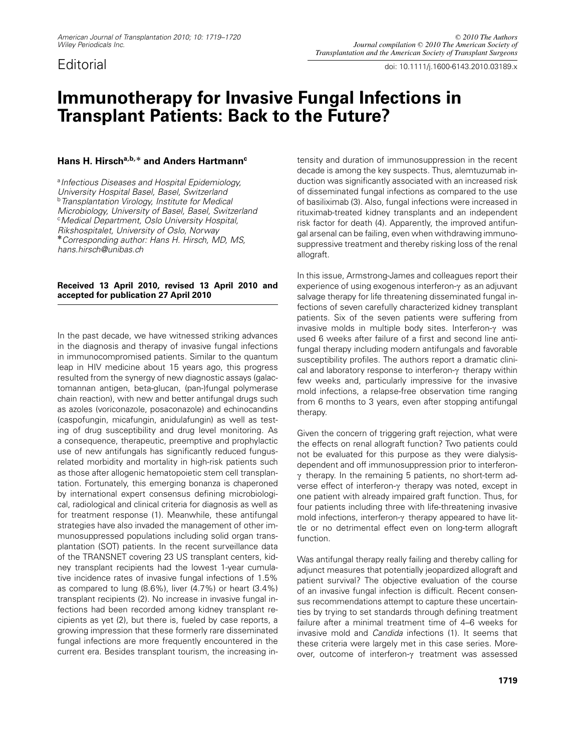Editorial

doi: 10.1111/j.1600-6143.2010.03189.x

# Immunotherapy for Invasive Fungal Infections in Transplant Patients: Back to the Future?

**Hans H. Hirsch[a,b,*] and Anders Hartmann[c]**

[a] *Infectious Diseases and Hospital Epidemiology, University Hospital Basel, Basel, Switzerland*
[b] *Transplantation Virology, Institute for Medical Microbiology, University of Basel, Basel, Switzerland*
[c] *Medical Department, Oslo University Hospital, Rikshospitalet, University of Oslo, Norway*
*\*Corresponding author: Hans H. Hirsch, MD, MS, hans.hirsch@unibas.ch*

**Received 13 April 2010, revised 13 April 2010 and accepted for publication 27 April 2010**

In the past decade, we have witnessed striking advances in the diagnosis and therapy of invasive fungal infections in immunocompromised patients. Similar to the quantum leap in HIV medicine about 15 years ago, this progress resulted from the synergy of new diagnostic assays (galactomannan antigen, beta-glucan, (pan-)fungal polymerase chain reaction), with new and better antifungal drugs such as azoles (voriconazole, posaconazole) and echinocandins (caspofungin, micafungin, anidulafungin) as well as testing of drug susceptibility and drug level monitoring. As a consequence, therapeutic, preemptive and prophylactic use of new antifungals has significantly reduced fungus-related morbidity and mortality in high-risk patients such as those after allogenic hematopoietic stem cell transplantation. Fortunately, this emerging bonanza is chaperoned by international expert consensus defining microbiological, radiological and clinical criteria for diagnosis as well as for treatment response (1). Meanwhile, these antifungal strategies have also invaded the management of other immunosuppressed populations including solid organ transplantation (SOT) patients. In the recent surveillance data of the TRANSNET covering 23 US transplant centers, kidney transplant recipients had the lowest 1-year cumulative incidence rates of invasive fungal infections of 1.5% as compared to lung (8.6%), liver (4.7%) or heart (3.4%) transplant recipients (2). No increase in invasive fungal infections had been recorded among kidney transplant recipients as yet (2), but there is, fueled by case reports, a growing impression that these formerly rare disseminated fungal infections are more frequently encountered in the current era. Besides transplant tourism, the increasing intensity and duration of immunosuppression in the recent decade is among the key suspects. Thus, alemtuzumab induction was significantly associated with an increased risk of disseminated fungal infections as compared to the use of basiliximab (3). Also, fungal infections were increased in rituximab-treated kidney transplants and an independent risk factor for death (4). Apparently, the improved antifungal arsenal can be failing, even when withdrawing immunosuppressive treatment and thereby risking loss of the renal allograft.

In this issue, Armstrong-James and colleagues report their experience of using exogenous interferon-$\gamma$ as an adjuvant salvage therapy for life threatening disseminated fungal infections of seven carefully characterized kidney transplant patients. Six of the seven patients were suffering from invasive molds in multiple body sites. Interferon-$\gamma$ was used 6 weeks after failure of a first and second line antifungal therapy including modern antifungals and favorable susceptibility profiles. The authors report a dramatic clinical and laboratory response to interferon-$\gamma$ therapy within few weeks and, particularly impressive for the invasive mold infections, a relapse-free observation time ranging from 6 months to 3 years, even after stopping antifungal therapy.

Given the concern of triggering graft rejection, what were the effects on renal allograft function? Two patients could not be evaluated for this purpose as they were dialysis-dependent and off immunosuppression prior to interferon-$\gamma$ therapy. In the remaining 5 patients, no short-term adverse effect of interferon-$\gamma$ therapy was noted, except in one patient with already impaired graft function. Thus, for four patients including three with life-threatening invasive mold infections, interferon-$\gamma$ therapy appeared to have little or no detrimental effect even on long-term allograft function.

Was antifungal therapy really failing and thereby calling for adjunct measures that potentially jeopardized allograft and patient survival? The objective evaluation of the course of an invasive fungal infection is difficult. Recent consensus recommendations attempt to capture these uncertainties by trying to set standards through defining treatment failure after a minimal treatment time of 4–6 weeks for invasive mold and *Candida* infections (1). It seems that these criteria were largely met in this case series. Moreover, outcome of interferon-$\gamma$ treatment was assessed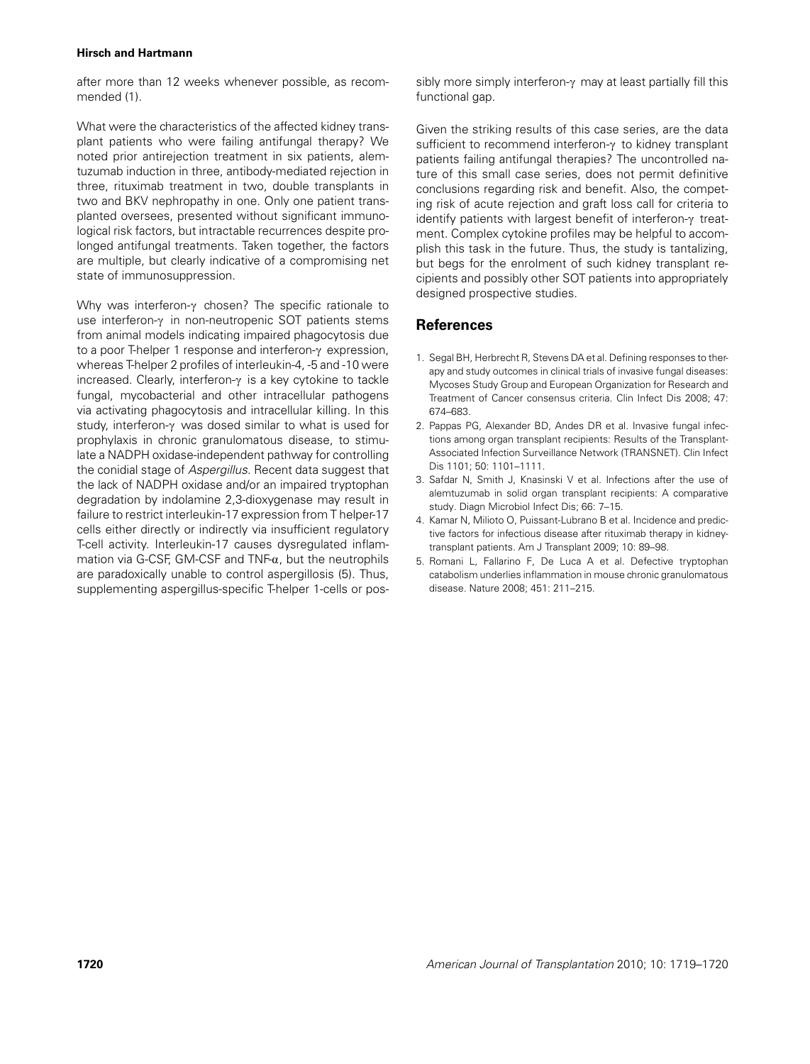after more than 12 weeks whenever possible, as recommended (1).

What were the characteristics of the affected kidney transplant patients who were failing antifungal therapy? We noted prior antirejection treatment in six patients, alemtuzumab induction in three, antibody-mediated rejection in three, rituximab treatment in two, double transplants in two and BKV nephropathy in one. Only one patient transplanted oversees, presented without significant immunological risk factors, but intractable recurrences despite prolonged antifungal treatments. Taken together, the factors are multiple, but clearly indicative of a compromising net state of immunosuppression.

Why was interferon-$\gamma$ chosen? The specific rationale to use interferon-$\gamma$ in non-neutropenic SOT patients stems from animal models indicating impaired phagocytosis due to a poor T-helper 1 response and interferon-$\gamma$ expression, whereas T-helper 2 profiles of interleukin-4, -5 and -10 were increased. Clearly, interferon-$\gamma$ is a key cytokine to tackle fungal, mycobacterial and other intracellular pathogens via activating phagocytosis and intracellular killing. In this study, interferon-$\gamma$ was dosed similar to what is used for prophylaxis in chronic granulomatous disease, to stimulate a NADPH oxidase-independent pathway for controlling the conidial stage of *Aspergillus*. Recent data suggest that the lack of NADPH oxidase and/or an impaired tryptophan degradation by indolamine 2,3-dioxygenase may result in failure to restrict interleukin-17 expression from T helper-17 cells either directly or indirectly via insufficient regulatory T-cell activity. Interleukin-17 causes dysregulated inflammation via G-CSF, GM-CSF and TNF-$\alpha$, but the neutrophils are paradoxically unable to control aspergillosis (5). Thus, supplementing aspergillus-specific T-helper 1-cells or possibly more simply interferon-$\gamma$ may at least partially fill this functional gap.

Given the striking results of this case series, are the data sufficient to recommend interferon-$\gamma$ to kidney transplant patients failing antifungal therapies? The uncontrolled nature of this small case series, does not permit definitive conclusions regarding risk and benefit. Also, the competing risk of acute rejection and graft loss call for criteria to identify patients with largest benefit of interferon-$\gamma$ treatment. Complex cytokine profiles may be helpful to accomplish this task in the future. Thus, the study is tantalizing, but begs for the enrolment of such kidney transplant recipients and possibly other SOT patients into appropriately designed prospective studies.

## References

1. Segal BH, Herbrecht R, Stevens DA et al. Defining responses to therapy and study outcomes in clinical trials of invasive fungal diseases: Mycoses Study Group and European Organization for Research and Treatment of Cancer consensus criteria. Clin Infect Dis 2008; 47: 674–683.
2. Pappas PG, Alexander BD, Andes DR et al. Invasive fungal infections among organ transplant recipients: Results of the Transplant-Associated Infection Surveillance Network (TRANSNET). Clin Infect Dis 1101; 50: 1101–1111.
3. Safdar N, Smith J, Knasinski V et al. Infections after the use of alemtuzumab in solid organ transplant recipients: A comparative study. Diagn Microbiol Infect Dis; 66: 7–15.
4. Kamar N, Milioto O, Puissant-Lubrano B et al. Incidence and predictive factors for infectious disease after rituximab therapy in kidney-transplant patients. Am J Transplant 2009; 10: 89–98.
5. Romani L, Fallarino F, De Luca A et al. Defective tryptophan catabolism underlies inflammation in mouse chronic granulomatous disease. Nature 2008; 451: 211–215.